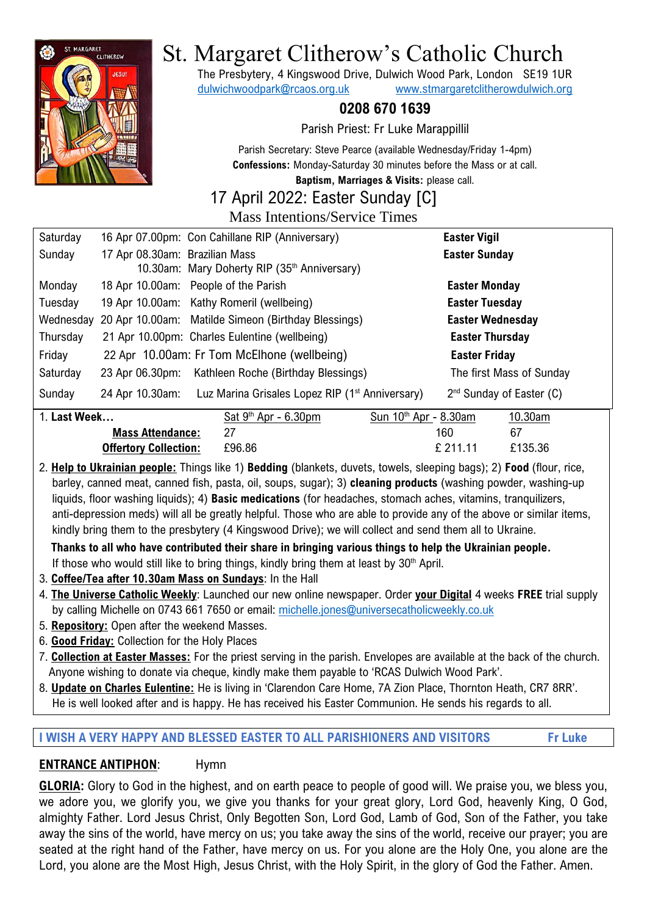# St. Margaret Clitherow's Catholic Church

The Presbytery, 4 Kingswood Drive, Dulwich Wood Park, London SE19 1UR
dulwichwoodpark@rcaos.org.uk www.stmargaretclitherowdulwich.org

**0208 670 1639**

Parish Priest: Fr Luke Marappillil

Parish Secretary: Steve Pearce (available Wednesday/Friday 1-4pm)
**Confessions:** Monday-Saturday 30 minutes before the Mass or at call.
**Baptism, Marriages & Visits:** please call.

## 17 April 2022: Easter Sunday [C]

Mass Intentions/Service Times

| | | | |
|---|---|---|---|
| Saturday | 16 Apr 07.00pm: | Con Cahillane RIP (Anniversary) | **Easter Vigil** |
| Sunday | 17 Apr 08.30am: | Brazilian Mass | **Easter Sunday** |
| | 10.30am: | Mary Doherty RIP (35th Anniversary) | |
| Monday | 18 Apr 10.00am: | People of the Parish | **Easter Monday** |
| Tuesday | 19 Apr 10.00am: | Kathy Romeril (wellbeing) | **Easter Tuesday** |
| Wednesday | 20 Apr 10.00am: | Matilde Simeon (Birthday Blessings) | **Easter Wednesday** |
| Thursday | 21 Apr 10.00pm: | Charles Eulentine (wellbeing) | **Easter Thursday** |
| Friday | 22 Apr 10.00am: | Fr Tom McElhone (wellbeing) | **Easter Friday** |
| Saturday | 23 Apr 06.30pm: | Kathleen Roche (Birthday Blessings) | The first Mass of Sunday |
| Sunday | 24 Apr 10.30am: | Luz Marina Grisales Lopez RIP (1st Anniversary) | 2nd Sunday of Easter (C) |

| 1. **Last Week…** | Sat 9th Apr - 6.30pm | Sun 10th Apr - 8.30am | 10.30am |
|---|---|---|---|
| **Mass Attendance:** | 27 | 160 | 67 |
| **Offertory Collection:** | £96.86 | £ 211.11 | £135.36 |

2. **Help to Ukrainian people:** Things like 1) **Bedding** (blankets, duvets, towels, sleeping bags); 2) **Food** (flour, rice, barley, canned meat, canned fish, pasta, oil, soups, sugar); 3) **cleaning products** (washing powder, washing-up liquids, floor washing liquids); 4) **Basic medications** (for headaches, stomach aches, vitamins, tranquilizers, anti-depression meds) will all be greatly helpful. Those who are able to provide any of the above or similar items, kindly bring them to the presbytery (4 Kingswood Drive); we will collect and send them all to Ukraine.

   **Thanks to all who have contributed their share in bringing various things to help the Ukrainian people.** If those who would still like to bring things, kindly bring them at least by 30th April.
3. **Coffee/Tea after 10.30am Mass on Sundays**: In the Hall
4. **The Universe Catholic Weekly**: Launched our new online newspaper. Order **your Digital** 4 weeks **FREE** trial supply by calling Michelle on 0743 661 7650 or email: michelle.jones@universecatholicweekly.co.uk
5. **Repository:** Open after the weekend Masses.
6. **Good Friday:** Collection for the Holy Places
7. **Collection at Easter Masses:** For the priest serving in the parish. Envelopes are available at the back of the church. Anyone wishing to donate via cheque, kindly make them payable to 'RCAS Dulwich Wood Park'.
8. **Update on Charles Eulentine:** He is living in 'Clarendon Care Home, 7A Zion Place, Thornton Heath, CR7 8RR'. He is well looked after and is happy. He has received his Easter Communion. He sends his regards to all.

**I WISH A VERY HAPPY AND BLESSED EASTER TO ALL PARISHIONERS AND VISITORS — Fr Luke**

**ENTRANCE ANTIPHON**: Hymn

**GLORIA:** Glory to God in the highest, and on earth peace to people of good will. We praise you, we bless you, we adore you, we glorify you, we give you thanks for your great glory, Lord God, heavenly King, O God, almighty Father. Lord Jesus Christ, Only Begotten Son, Lord God, Lamb of God, Son of the Father, you take away the sins of the world, have mercy on us; you take away the sins of the world, receive our prayer; you are seated at the right hand of the Father, have mercy on us. For you alone are the Holy One, you alone are the Lord, you alone are the Most High, Jesus Christ, with the Holy Spirit, in the glory of God the Father. Amen.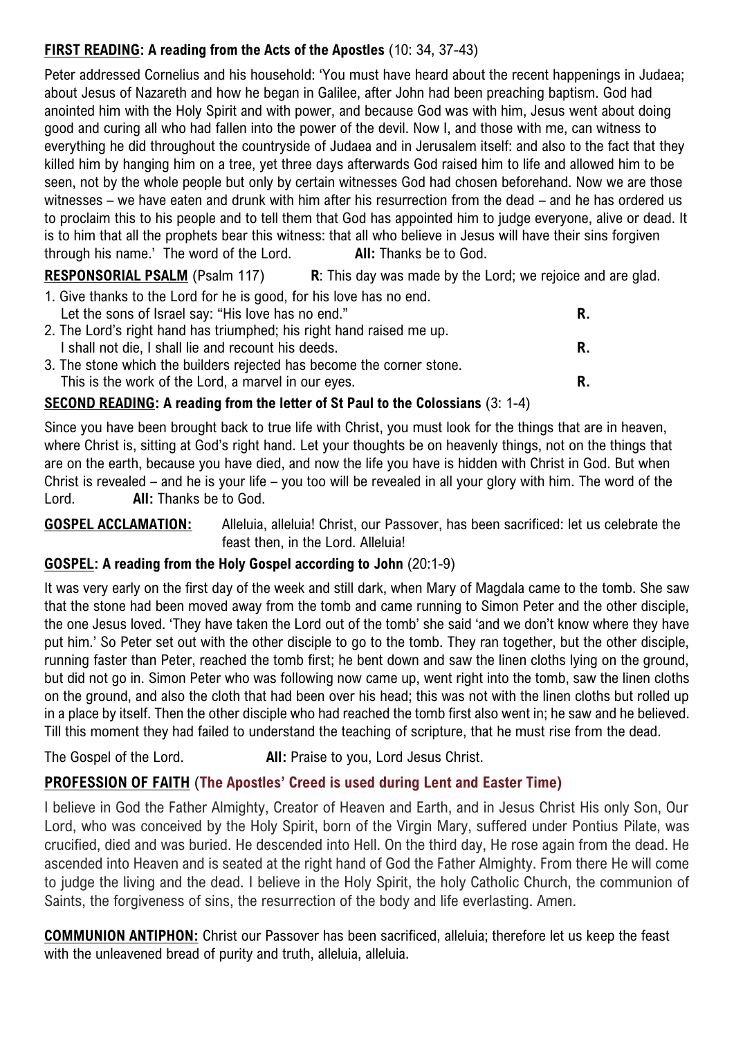**FIRST READING: A reading from the Acts of the Apostles** (10: 34, 37-43)

Peter addressed Cornelius and his household: 'You must have heard about the recent happenings in Judaea; about Jesus of Nazareth and how he began in Galilee, after John had been preaching baptism. God had anointed him with the Holy Spirit and with power, and because God was with him, Jesus went about doing good and curing all who had fallen into the power of the devil. Now I, and those with me, can witness to everything he did throughout the countryside of Judaea and in Jerusalem itself: and also to the fact that they killed him by hanging him on a tree, yet three days afterwards God raised him to life and allowed him to be seen, not by the whole people but only by certain witnesses God had chosen beforehand. Now we are those witnesses – we have eaten and drunk with him after his resurrection from the dead – and he has ordered us to proclaim this to his people and to tell them that God has appointed him to judge everyone, alive or dead. It is to him that all the prophets bear this witness: that all who believe in Jesus will have their sins forgiven through his name.' The word of the Lord. **All:** Thanks be to God.

**RESPONSORIAL PSALM** (Psalm 117) **R**: This day was made by the Lord; we rejoice and are glad.

1. Give thanks to the Lord for he is good, for his love has no end.
   Let the sons of Israel say: "His love has no end." **R.**
2. The Lord's right hand has triumphed; his right hand raised me up.
   I shall not die, I shall lie and recount his deeds. **R.**
3. The stone which the builders rejected has become the corner stone.
   This is the work of the Lord, a marvel in our eyes. **R.**

**SECOND READING: A reading from the letter of St Paul to the Colossians** (3: 1-4)

Since you have been brought back to true life with Christ, you must look for the things that are in heaven, where Christ is, sitting at God's right hand. Let your thoughts be on heavenly things, not on the things that are on the earth, because you have died, and now the life you have is hidden with Christ in God. But when Christ is revealed – and he is your life – you too will be revealed in all your glory with him. The word of the Lord. **All:** Thanks be to God.

**GOSPEL ACCLAMATION:** Alleluia, alleluia! Christ, our Passover, has been sacrificed: let us celebrate the feast then, in the Lord. Alleluia!

**GOSPEL: A reading from the Holy Gospel according to John** (20:1-9)

It was very early on the first day of the week and still dark, when Mary of Magdala came to the tomb. She saw that the stone had been moved away from the tomb and came running to Simon Peter and the other disciple, the one Jesus loved. 'They have taken the Lord out of the tomb' she said 'and we don't know where they have put him.' So Peter set out with the other disciple to go to the tomb. They ran together, but the other disciple, running faster than Peter, reached the tomb first; he bent down and saw the linen cloths lying on the ground, but did not go in. Simon Peter who was following now came up, went right into the tomb, saw the linen cloths on the ground, and also the cloth that had been over his head; this was not with the linen cloths but rolled up in a place by itself. Then the other disciple who had reached the tomb first also went in; he saw and he believed. Till this moment they had failed to understand the teaching of scripture, that he must rise from the dead.

The Gospel of the Lord. **All:** Praise to you, Lord Jesus Christ.

**PROFESSION OF FAITH** (**The Apostles' Creed is used during Lent and Easter Time)**

I believe in God the Father Almighty, Creator of Heaven and Earth, and in Jesus Christ His only Son, Our Lord, who was conceived by the Holy Spirit, born of the Virgin Mary, suffered under Pontius Pilate, was crucified, died and was buried. He descended into Hell. On the third day, He rose again from the dead. He ascended into Heaven and is seated at the right hand of God the Father Almighty. From there He will come to judge the living and the dead. I believe in the Holy Spirit, the holy Catholic Church, the communion of Saints, the forgiveness of sins, the resurrection of the body and life everlasting. Amen.

**COMMUNION ANTIPHON:** Christ our Passover has been sacrificed, alleluia; therefore let us keep the feast with the unleavened bread of purity and truth, alleluia, alleluia.